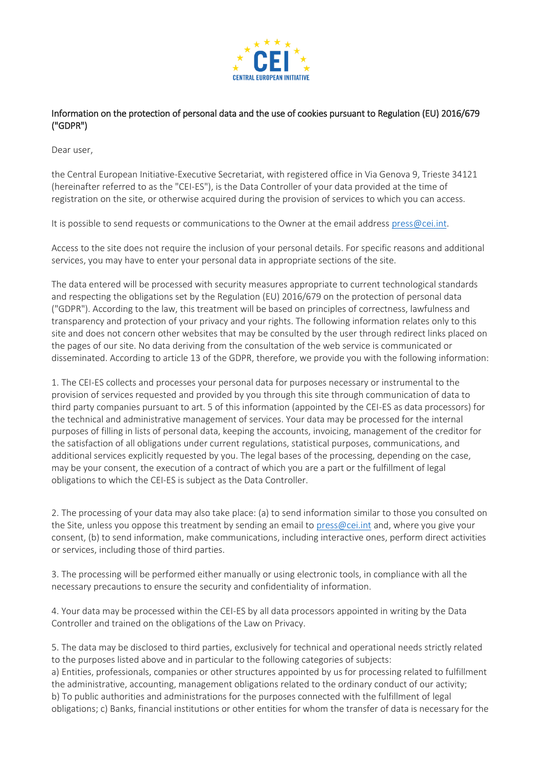Information on the protection of personal data and the use of cookies pursuant to Regulation (EU) 2016/679 ("GDPR")

Dear user,

the Central European Initiative-Executive Secretariat, with registered office in Via Genova 9, Trieste 34121 (hereinafter referred to as the "CEI-ES"), is the Data Controller of your data provided at the time of registration on the site, or otherwise acquired during the provision of services to which you can access.

It is possible to send requests or communications to the Owner at the email address press@cei.int.

Access to the site does not require the inclusion of your personal details. For specific reasons and additional services, you may have to enter your personal data in appropriate sections of the site.

The data entered will be processed with security measures appropriate to current technological standards and respecting the obligations set by the Regulation (EU) 2016/679 on the protection of personal data ("GDPR"). According to the law, this treatment will be based on principles of correctness, lawfulness and transparency and protection of your privacy and your rights. The following information relates only to this site and does not concern other websites that may be consulted by the user through redirect links placed on the pages of our site. No data deriving from the consultation of the web service is communicated or disseminated. According to article 13 of the GDPR, therefore, we provide you with the following information:

1. The CEI-ES collects and processes your personal data for purposes necessary or instrumental to the provision of services requested and provided by you through this site through communication of data to third party companies pursuant to art. 5 of this information (appointed by the CEI-ES as data processors) for the technical and administrative management of services. Your data may be processed for the internal purposes of filling in lists of personal data, keeping the accounts, invoicing, management of the creditor for the satisfaction of all obligations under current regulations, statistical purposes, communications, and additional services explicitly requested by you. The legal bases of the processing, depending on the case, may be your consent, the execution of a contract of which you are a part or the fulfillment of legal obligations to which the CEI-ES is subject as the Data Controller.

2. The processing of your data may also take place: (a) to send information similar to those you consulted on the Site, unless you oppose this treatment by sending an email to press@cei.int and, where you give your consent, (b) to send information, make communications, including interactive ones, perform direct activities or services, including those of third parties.

3. The processing will be performed either manually or using electronic tools, in compliance with all the necessary precautions to ensure the security and confidentiality of information.

4. Your data may be processed within the CEI-ES by all data processors appointed in writing by the Data Controller and trained on the obligations of the Law on Privacy.

5. The data may be disclosed to third parties, exclusively for technical and operational needs strictly related to the purposes listed above and in particular to the following categories of subjects:
a) Entities, professionals, companies or other structures appointed by us for processing related to fulfillment the administrative, accounting, management obligations related to the ordinary conduct of our activity;
b) To public authorities and administrations for the purposes connected with the fulfillment of legal obligations; c) Banks, financial institutions or other entities for whom the transfer of data is necessary for the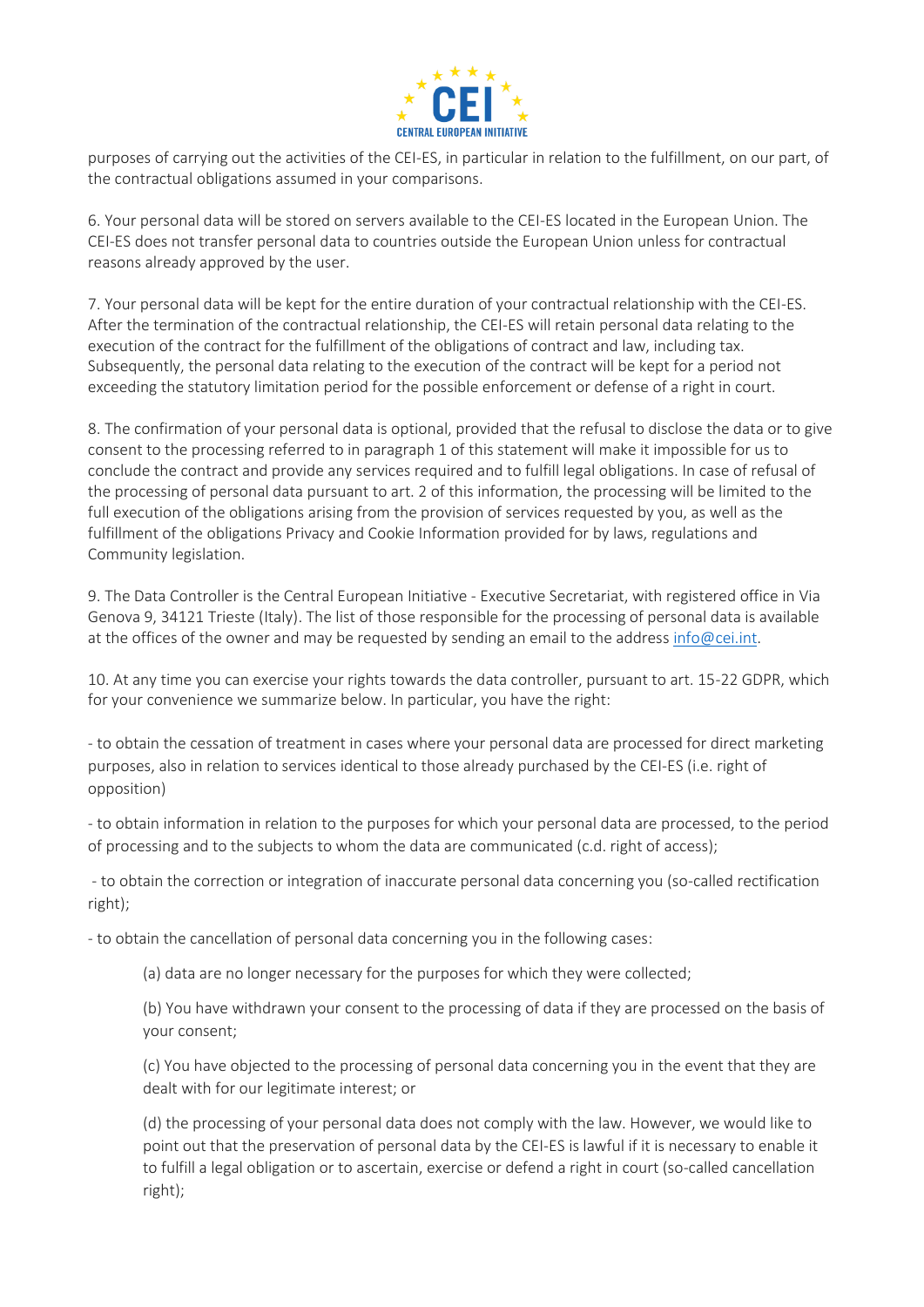purposes of carrying out the activities of the CEI-ES, in particular in relation to the fulfillment, on our part, of the contractual obligations assumed in your comparisons.

6. Your personal data will be stored on servers available to the CEI-ES located in the European Union. The CEI-ES does not transfer personal data to countries outside the European Union unless for contractual reasons already approved by the user.

7. Your personal data will be kept for the entire duration of your contractual relationship with the CEI-ES. After the termination of the contractual relationship, the CEI-ES will retain personal data relating to the execution of the contract for the fulfillment of the obligations of contract and law, including tax. Subsequently, the personal data relating to the execution of the contract will be kept for a period not exceeding the statutory limitation period for the possible enforcement or defense of a right in court.

8. The confirmation of your personal data is optional, provided that the refusal to disclose the data or to give consent to the processing referred to in paragraph 1 of this statement will make it impossible for us to conclude the contract and provide any services required and to fulfill legal obligations. In case of refusal of the processing of personal data pursuant to art. 2 of this information, the processing will be limited to the full execution of the obligations arising from the provision of services requested by you, as well as the fulfillment of the obligations Privacy and Cookie Information provided for by laws, regulations and Community legislation.

9. The Data Controller is the Central European Initiative - Executive Secretariat, with registered office in Via Genova 9, 34121 Trieste (Italy). The list of those responsible for the processing of personal data is available at the offices of the owner and may be requested by sending an email to the address info@cei.int.

10. At any time you can exercise your rights towards the data controller, pursuant to art. 15-22 GDPR, which for your convenience we summarize below. In particular, you have the right:

- to obtain the cessation of treatment in cases where your personal data are processed for direct marketing purposes, also in relation to services identical to those already purchased by the CEI-ES (i.e. right of opposition)

- to obtain information in relation to the purposes for which your personal data are processed, to the period of processing and to the subjects to whom the data are communicated (c.d. right of access);

- to obtain the correction or integration of inaccurate personal data concerning you (so-called rectification right);

- to obtain the cancellation of personal data concerning you in the following cases:

  (a) data are no longer necessary for the purposes for which they were collected;

  (b) You have withdrawn your consent to the processing of data if they are processed on the basis of your consent;

  (c) You have objected to the processing of personal data concerning you in the event that they are dealt with for our legitimate interest; or

  (d) the processing of your personal data does not comply with the law. However, we would like to point out that the preservation of personal data by the CEI-ES is lawful if it is necessary to enable it to fulfill a legal obligation or to ascertain, exercise or defend a right in court (so-called cancellation right);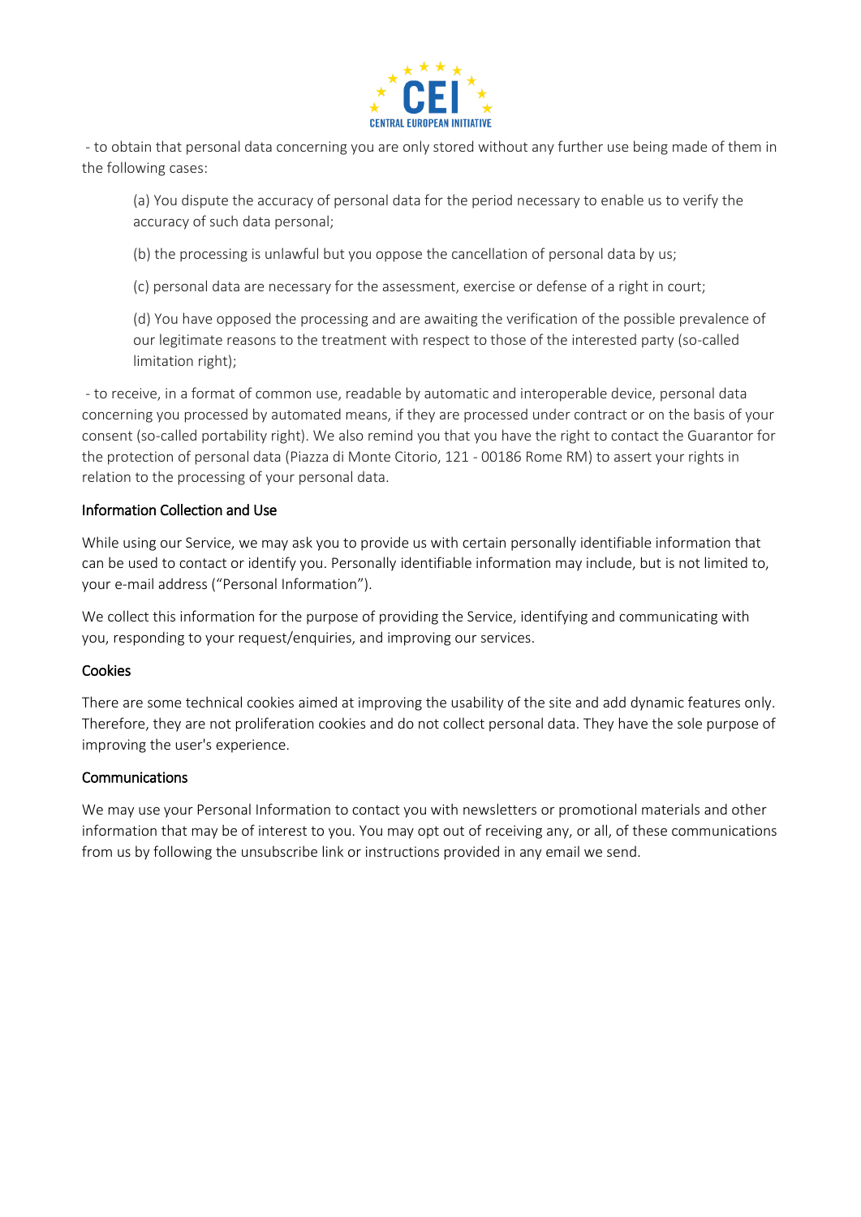- to obtain that personal data concerning you are only stored without any further use being made of them in the following cases:

(a) You dispute the accuracy of personal data for the period necessary to enable us to verify the accuracy of such data personal;

(b) the processing is unlawful but you oppose the cancellation of personal data by us;

(c) personal data are necessary for the assessment, exercise or defense of a right in court;

(d) You have opposed the processing and are awaiting the verification of the possible prevalence of our legitimate reasons to the treatment with respect to those of the interested party (so-called limitation right);

- to receive, in a format of common use, readable by automatic and interoperable device, personal data concerning you processed by automated means, if they are processed under contract or on the basis of your consent (so-called portability right). We also remind you that you have the right to contact the Guarantor for the protection of personal data (Piazza di Monte Citorio, 121 - 00186 Rome RM) to assert your rights in relation to the processing of your personal data.

## Information Collection and Use

While using our Service, we may ask you to provide us with certain personally identifiable information that can be used to contact or identify you. Personally identifiable information may include, but is not limited to, your e-mail address ("Personal Information").

We collect this information for the purpose of providing the Service, identifying and communicating with you, responding to your request/enquiries, and improving our services.

## Cookies

There are some technical cookies aimed at improving the usability of the site and add dynamic features only. Therefore, they are not proliferation cookies and do not collect personal data. They have the sole purpose of improving the user's experience.

## Communications

We may use your Personal Information to contact you with newsletters or promotional materials and other information that may be of interest to you. You may opt out of receiving any, or all, of these communications from us by following the unsubscribe link or instructions provided in any email we send.